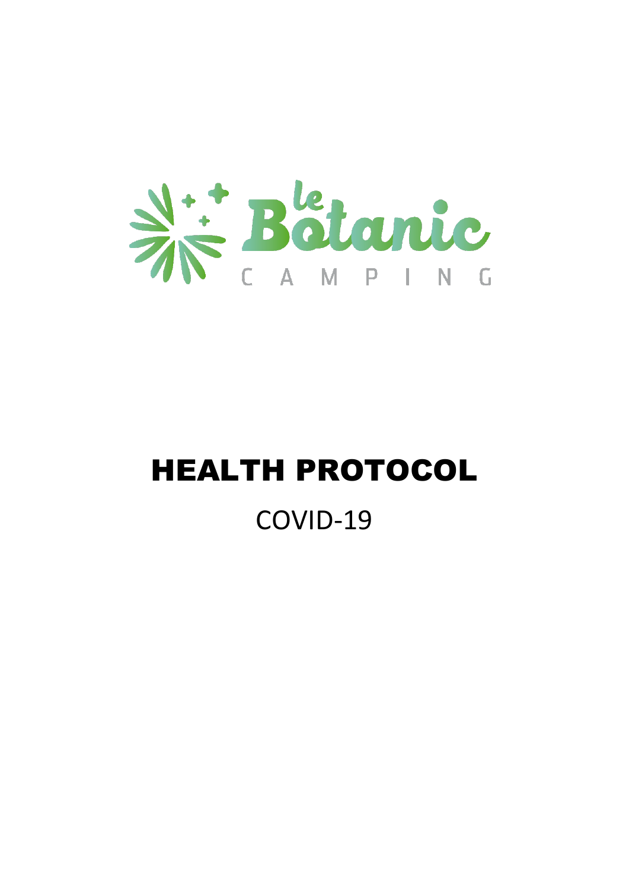le Botanic

CAMPING

# HEALTH PROTOCOL

## COVID-19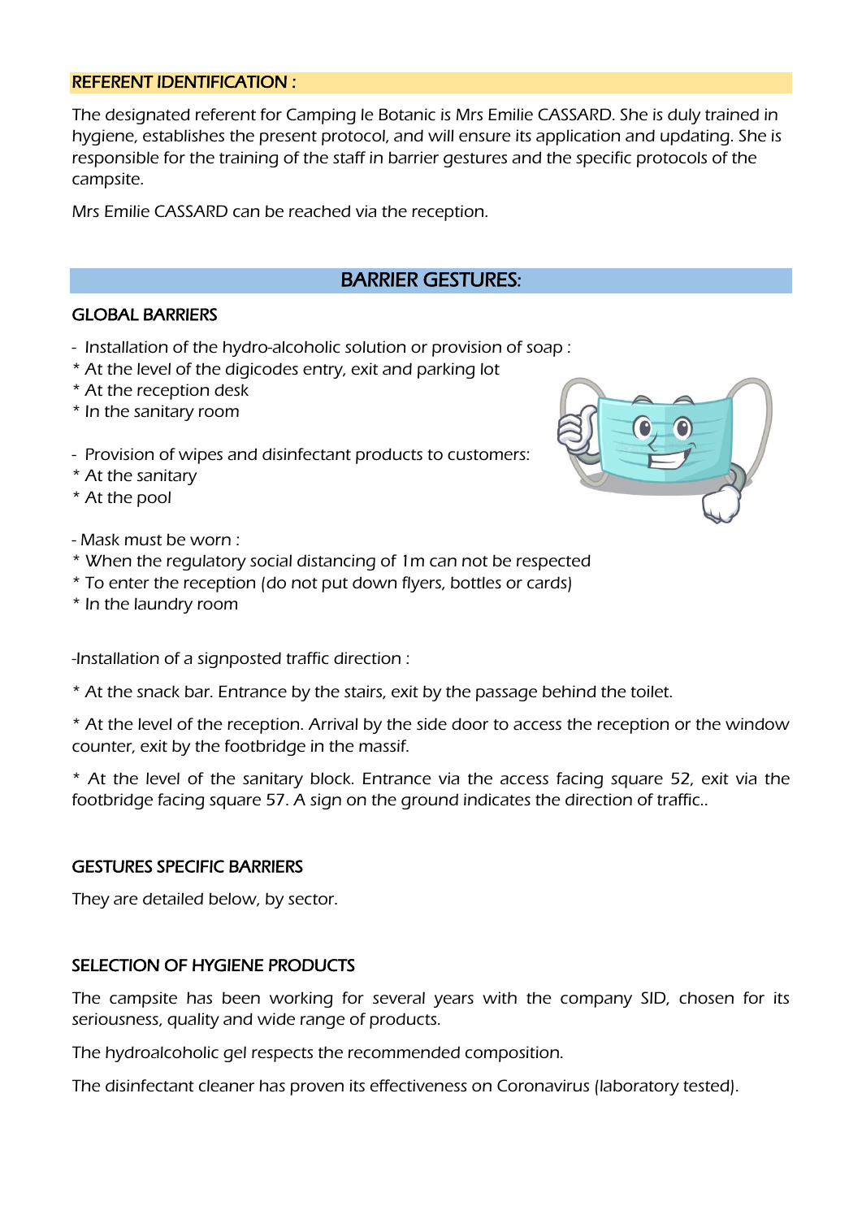## REFERENT IDENTIFICATION :

The designated referent for Camping le Botanic is Mrs Emilie CASSARD. She is duly trained in hygiene, establishes the present protocol, and will ensure its application and updating. She is responsible for the training of the staff in barrier gestures and the specific protocols of the campsite.

Mrs Emilie CASSARD can be reached via the reception.

## BARRIER GESTURES:

### GLOBAL BARRIERS

- Installation of the hydro-alcoholic solution or provision of soap :
* At the level of the digicodes entry, exit and parking lot
* At the reception desk
* In the sanitary room

- Provision of wipes and disinfectant products to customers:
* At the sanitary
* At the pool

- Mask must be worn :
* When the regulatory social distancing of 1m can not be respected
* To enter the reception (do not put down flyers, bottles or cards)
* In the laundry room

-Installation of a signposted traffic direction :

* At the snack bar. Entrance by the stairs, exit by the passage behind the toilet.

* At the level of the reception. Arrival by the side door to access the reception or the window counter, exit by the footbridge in the massif.

* At the level of the sanitary block. Entrance via the access facing square 52, exit via the footbridge facing square 57. A sign on the ground indicates the direction of traffic..

### GESTURES SPECIFIC BARRIERS

They are detailed below, by sector.

### SELECTION OF HYGIENE PRODUCTS

The campsite has been working for several years with the company SID, chosen for its seriousness, quality and wide range of products.

The hydroalcoholic gel respects the recommended composition.

The disinfectant cleaner has proven its effectiveness on Coronavirus (laboratory tested).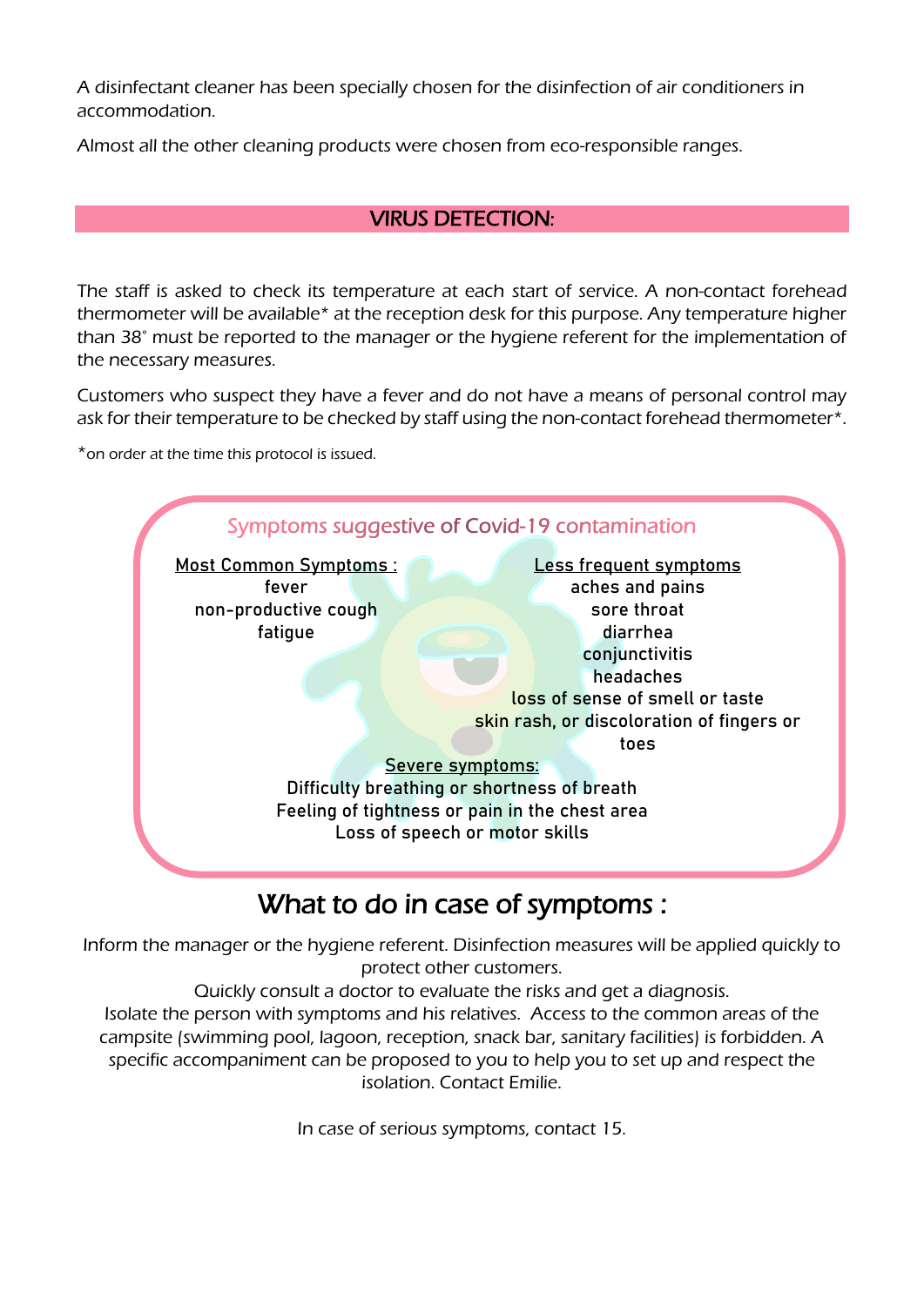A disinfectant cleaner has been specially chosen for the disinfection of air conditioners in accommodation.

Almost all the other cleaning products were chosen from eco-responsible ranges.

## VIRUS DETECTION:

The staff is asked to check its temperature at each start of service. A non-contact forehead thermometer will be available* at the reception desk for this purpose. Any temperature higher than 38° must be reported to the manager or the hygiene referent for the implementation of the necessary measures.

Customers who suspect they have a fever and do not have a means of personal control may ask for their temperature to be checked by staff using the non-contact forehead thermometer*.

*on order at the time this protocol is issued.

### Symptoms suggestive of Covid-19 contamination

Most Common Symptoms :
- fever
- non-productive cough
- fatigue

Less frequent symptoms
- aches and pains
- sore throat
- diarrhea
- conjunctivitis
- headaches
- loss of sense of smell or taste
- skin rash, or discoloration of fingers or toes

Severe symptoms:
- Difficulty breathing or shortness of breath
- Feeling of tightness or pain in the chest area
- Loss of speech or motor skills

## What to do in case of symptoms :

Inform the manager or the hygiene referent. Disinfection measures will be applied quickly to protect other customers.
Quickly consult a doctor to evaluate the risks and get a diagnosis.
Isolate the person with symptoms and his relatives. Access to the common areas of the campsite (swimming pool, lagoon, reception, snack bar, sanitary facilities) is forbidden. A specific accompaniment can be proposed to you to help you to set up and respect the isolation. Contact Emilie.

In case of serious symptoms, contact 15.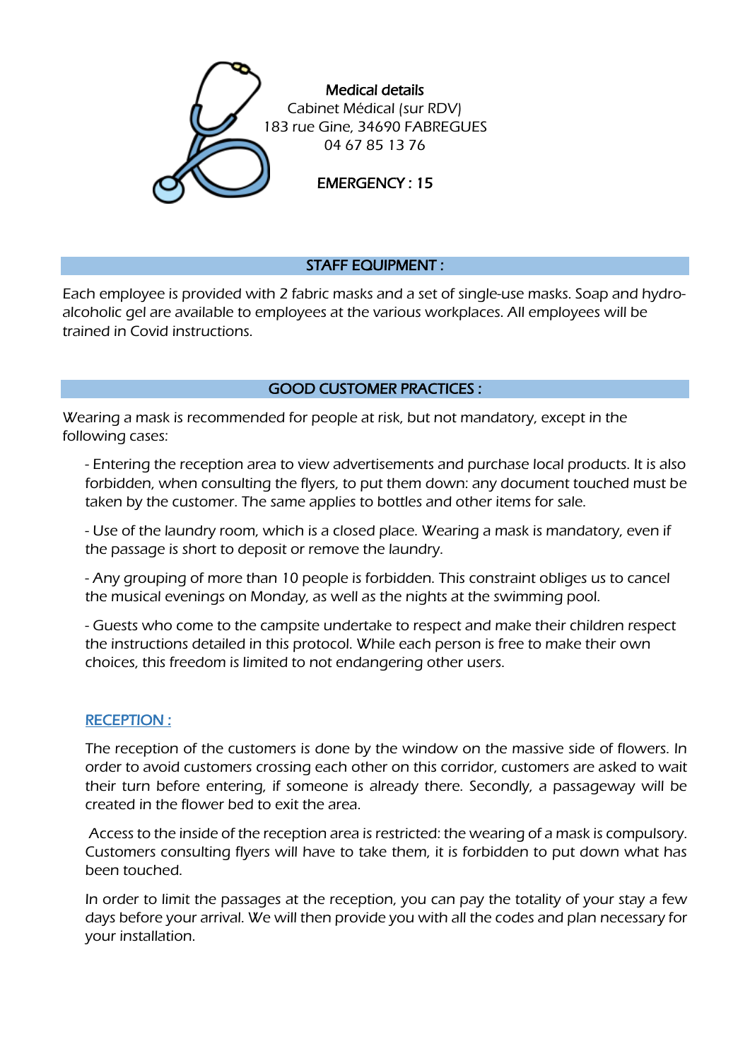**Medical details**
Cabinet Médical (sur RDV)
183 rue Gine, 34690 FABREGUES
04 67 85 13 76

**EMERGENCY : 15**

## STAFF EQUIPMENT :

Each employee is provided with 2 fabric masks and a set of single-use masks. Soap and hydro-alcoholic gel are available to employees at the various workplaces. All employees will be trained in Covid instructions.

## GOOD CUSTOMER PRACTICES :

Wearing a mask is recommended for people at risk, but not mandatory, except in the following cases:

- Entering the reception area to view advertisements and purchase local products. It is also forbidden, when consulting the flyers, to put them down: any document touched must be taken by the customer. The same applies to bottles and other items for sale.
- Use of the laundry room, which is a closed place. Wearing a mask is mandatory, even if the passage is short to deposit or remove the laundry.
- Any grouping of more than 10 people is forbidden. This constraint obliges us to cancel the musical evenings on Monday, as well as the nights at the swimming pool.
- Guests who come to the campsite undertake to respect and make their children respect the instructions detailed in this protocol. While each person is free to make their own choices, this freedom is limited to not endangering other users.

### RECEPTION :

The reception of the customers is done by the window on the massive side of flowers. In order to avoid customers crossing each other on this corridor, customers are asked to wait their turn before entering, if someone is already there. Secondly, a passageway will be created in the flower bed to exit the area.

Access to the inside of the reception area is restricted: the wearing of a mask is compulsory. Customers consulting flyers will have to take them, it is forbidden to put down what has been touched.

In order to limit the passages at the reception, you can pay the totality of your stay a few days before your arrival. We will then provide you with all the codes and plan necessary for your installation.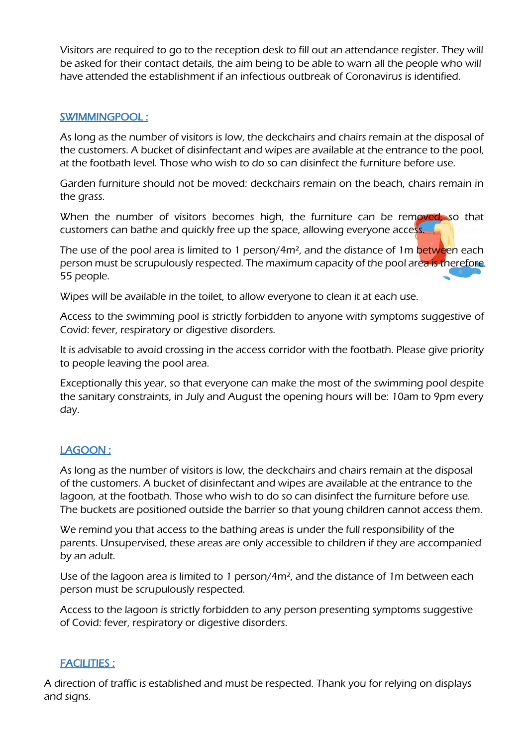Visitors are required to go to the reception desk to fill out an attendance register. They will be asked for their contact details, the aim being to be able to warn all the people who will have attended the establishment if an infectious outbreak of Coronavirus is identified.

## SWIMMINGPOOL :

As long as the number of visitors is low, the deckchairs and chairs remain at the disposal of the customers. A bucket of disinfectant and wipes are available at the entrance to the pool, at the footbath level. Those who wish to do so can disinfect the furniture before use.

Garden furniture should not be moved: deckchairs remain on the beach, chairs remain in the grass.

When the number of visitors becomes high, the furniture can be removed, so that customers can bathe and quickly free up the space, allowing everyone access.

The use of the pool area is limited to 1 person/4m², and the distance of 1m between each person must be scrupulously respected. The maximum capacity of the pool area is therefore 55 people.

Wipes will be available in the toilet, to allow everyone to clean it at each use.

Access to the swimming pool is strictly forbidden to anyone with symptoms suggestive of Covid: fever, respiratory or digestive disorders.

It is advisable to avoid crossing in the access corridor with the footbath. Please give priority to people leaving the pool area.

Exceptionally this year, so that everyone can make the most of the swimming pool despite the sanitary constraints, in July and August the opening hours will be: 10am to 9pm every day.

## LAGOON :

As long as the number of visitors is low, the deckchairs and chairs remain at the disposal of the customers. A bucket of disinfectant and wipes are available at the entrance to the lagoon, at the footbath. Those who wish to do so can disinfect the furniture before use. The buckets are positioned outside the barrier so that young children cannot access them.

We remind you that access to the bathing areas is under the full responsibility of the parents. Unsupervised, these areas are only accessible to children if they are accompanied by an adult.

Use of the lagoon area is limited to 1 person/4m², and the distance of 1m between each person must be scrupulously respected.

Access to the lagoon is strictly forbidden to any person presenting symptoms suggestive of Covid: fever, respiratory or digestive disorders.

## FACILITIES :

A direction of traffic is established and must be respected. Thank you for relying on displays and signs.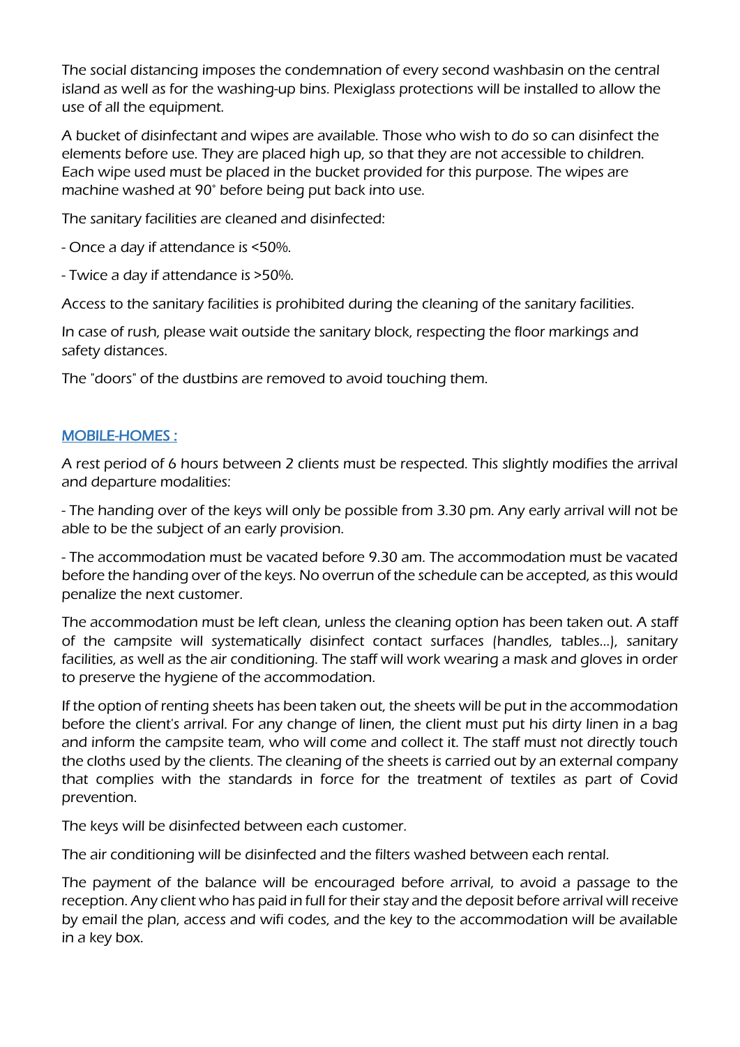The social distancing imposes the condemnation of every second washbasin on the central island as well as for the washing-up bins. Plexiglass protections will be installed to allow the use of all the equipment.

A bucket of disinfectant and wipes are available. Those who wish to do so can disinfect the elements before use. They are placed high up, so that they are not accessible to children. Each wipe used must be placed in the bucket provided for this purpose. The wipes are machine washed at 90° before being put back into use.

The sanitary facilities are cleaned and disinfected:

- Once a day if attendance is <50%.

- Twice a day if attendance is >50%.

Access to the sanitary facilities is prohibited during the cleaning of the sanitary facilities.

In case of rush, please wait outside the sanitary block, respecting the floor markings and safety distances.

The "doors" of the dustbins are removed to avoid touching them.

## MOBILE-HOMES :

A rest period of 6 hours between 2 clients must be respected. This slightly modifies the arrival and departure modalities:

- The handing over of the keys will only be possible from 3.30 pm. Any early arrival will not be able to be the subject of an early provision.

- The accommodation must be vacated before 9.30 am. The accommodation must be vacated before the handing over of the keys. No overrun of the schedule can be accepted, as this would penalize the next customer.

The accommodation must be left clean, unless the cleaning option has been taken out. A staff of the campsite will systematically disinfect contact surfaces (handles, tables...), sanitary facilities, as well as the air conditioning. The staff will work wearing a mask and gloves in order to preserve the hygiene of the accommodation.

If the option of renting sheets has been taken out, the sheets will be put in the accommodation before the client's arrival. For any change of linen, the client must put his dirty linen in a bag and inform the campsite team, who will come and collect it. The staff must not directly touch the cloths used by the clients. The cleaning of the sheets is carried out by an external company that complies with the standards in force for the treatment of textiles as part of Covid prevention.

The keys will be disinfected between each customer.

The air conditioning will be disinfected and the filters washed between each rental.

The payment of the balance will be encouraged before arrival, to avoid a passage to the reception. Any client who has paid in full for their stay and the deposit before arrival will receive by email the plan, access and wifi codes, and the key to the accommodation will be available in a key box.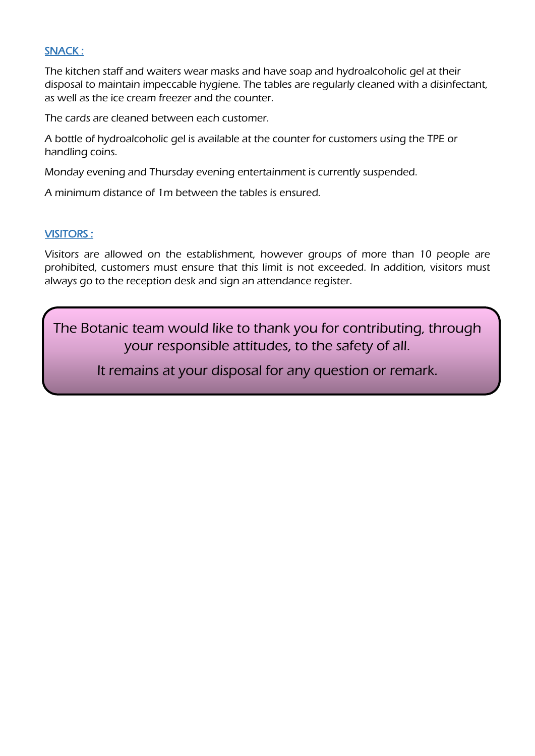## SNACK :

The kitchen staff and waiters wear masks and have soap and hydroalcoholic gel at their disposal to maintain impeccable hygiene. The tables are regularly cleaned with a disinfectant, as well as the ice cream freezer and the counter.

The cards are cleaned between each customer.

A bottle of hydroalcoholic gel is available at the counter for customers using the TPE or handling coins.

Monday evening and Thursday evening entertainment is currently suspended.

A minimum distance of 1m between the tables is ensured.

## VISITORS :

Visitors are allowed on the establishment, however groups of more than 10 people are prohibited, customers must ensure that this limit is not exceeded. In addition, visitors must always go to the reception desk and sign an attendance register.

The Botanic team would like to thank you for contributing, through your responsible attitudes, to the safety of all.

It remains at your disposal for any question or remark.